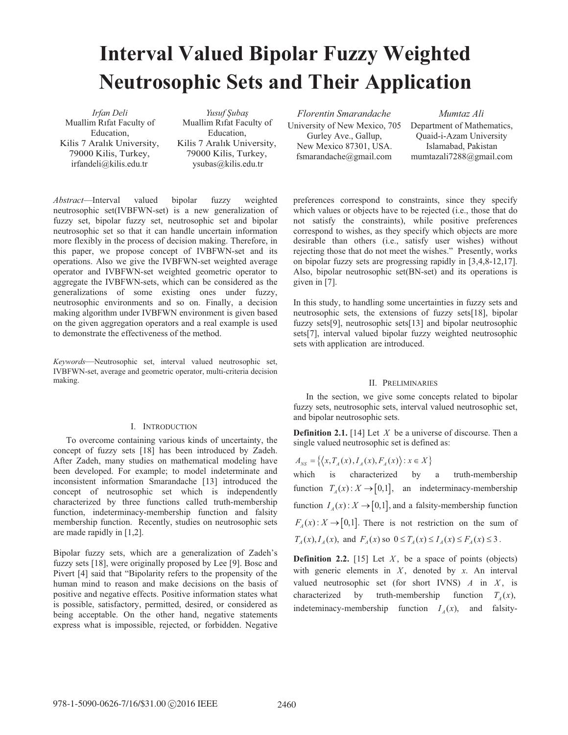# Interval Valued Bipolar Fuzzy Weighted Neutrosophic Sets and Their Application

*Irfan Deli*
Muallim Rıfat Faculty of Education,
Kilis 7 Aralık University,
79000 Kilis, Turkey,
irfandeli@kilis.edu.tr

*Yusuf Şubaş*
Muallim Rıfat Faculty of Education,
Kilis 7 Aralık University,
79000 Kilis, Turkey,
ysubas@kilis.edu.tr

*Florentin Smarandache*
University of New Mexico, 705 Gurley Ave., Gallup,
New Mexico 87301, USA.
fsmarandache@gmail.com

*Mumtaz Ali*
Department of Mathematics,
Quaid-i-Azam University
Islamabad, Pakistan
mumtazali7288@gmail.com

*Abstract*—Interval valued bipolar fuzzy weighted neutrosophic set(IVBFWN-set) is a new generalization of fuzzy set, bipolar fuzzy set, neutrosophic set and bipolar neutrosophic set so that it can handle uncertain information more flexibly in the process of decision making. Therefore, in this paper, we propose concept of IVBFWN-set and its operations. Also we give the IVBFWN-set weighted average operator and IVBFWN-set weighted geometric operator to aggregate the IVBFWN-sets, which can be considered as the generalizations of some existing ones under fuzzy, neutrosophic environments and so on. Finally, a decision making algorithm under IVBFWN environment is given based on the given aggregation operators and a real example is used to demonstrate the effectiveness of the method.

*Keywords*—Neutrosophic set, interval valued neutrosophic set, IVBFWN-set, average and geometric operator, multi-criteria decision making.

## I. Introduction

To overcome containing various kinds of uncertainty, the concept of fuzzy sets [18] has been introduced by Zadeh. After Zadeh, many studies on mathematical modeling have been developed. For example; to model indeterminate and inconsistent information Smarandache [13] introduced the concept of neutrosophic set which is independently characterized by three functions called truth-membership function, indeterminacy-membership function and falsity membership function. Recently, studies on neutrosophic sets are made rapidly in [1,2].

Bipolar fuzzy sets, which are a generalization of Zadeh's fuzzy sets [18], were originally proposed by Lee [9]. Bosc and Pivert [4] said that "Bipolarity refers to the propensity of the human mind to reason and make decisions on the basis of positive and negative effects. Positive information states what is possible, satisfactory, permitted, desired, or considered as being acceptable. On the other hand, negative statements express what is impossible, rejected, or forbidden. Negative preferences correspond to constraints, since they specify which values or objects have to be rejected (i.e., those that do not satisfy the constraints), while positive preferences correspond to wishes, as they specify which objects are more desirable than others (i.e., satisfy user wishes) without rejecting those that do not meet the wishes." Presently, works on bipolar fuzzy sets are progressing rapidly in [3,4,8-12,17]. Also, bipolar neutrosophic set(BN-set) and its operations is given in [7].

In this study, to handling some uncertainties in fuzzy sets and neutrosophic sets, the extensions of fuzzy sets[18], bipolar fuzzy sets[9], neutrosophic sets[13] and bipolar neutrosophic sets[7], interval valued bipolar fuzzy weighted neutrosophic sets with application are introduced.

## II. Preliminaries

In the section, we give some concepts related to bipolar fuzzy sets, neutrosophic sets, interval valued neutrosophic set, and bipolar neutrosophic sets.

**Definition 2.1.** [14] Let $X$ be a universe of discourse. Then a single valued neutrosophic set is defined as:

$A_{NS} = \{\langle x, T_A(x), I_A(x), F_A(x)\rangle : x \in X\}$

which is characterized by a truth-membership function $T_A(x): X \to [0,1]$, an indeterminacy-membership function $I_A(x): X \to [0,1]$, and a falsity-membership function $F_A(x): X \to [0,1]$. There is not restriction on the sum of $T_A(x), I_A(x)$, and $F_A(x)$ so $0 \le T_A(x) \le I_A(x) \le F_A(x) \le 3$.

**Definition 2.2.** [15] Let $X$, be a space of points (objects) with generic elements in $X$, denoted by $x$. An interval valued neutrosophic set (for short IVNS) $A$ in $X$, is characterized by truth-membership function $T_A(x)$, indeteminacy-membership function $I_A(x)$, and falsity-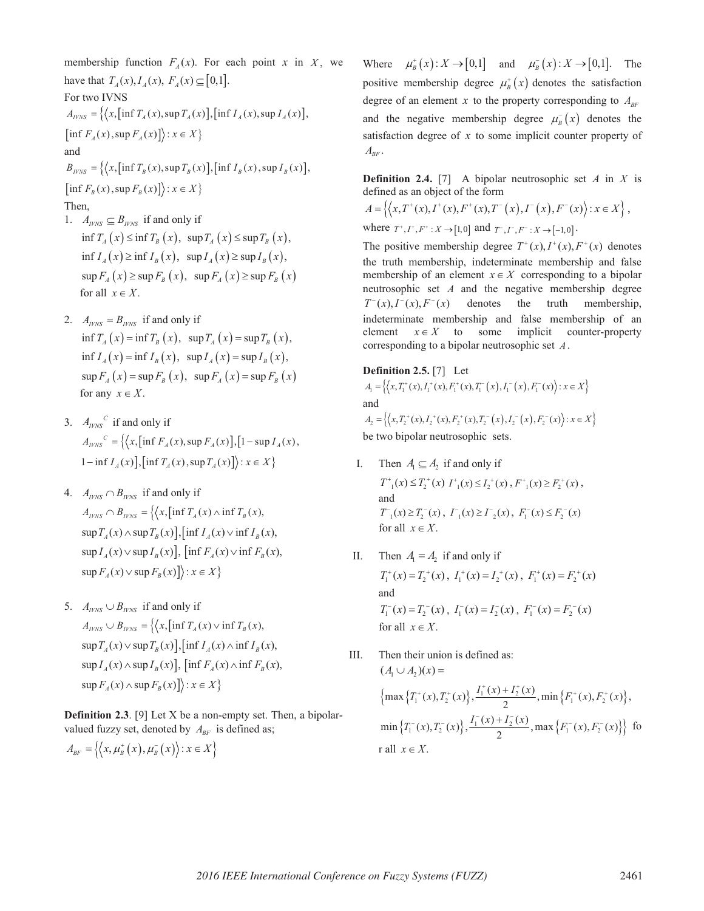membership function $F_A(x)$. For each point $x$ in $X$, we have that $T_A(x), I_A(x), F_A(x) \subseteq [0,1]$.

For two IVNS

$$A_{IVNS} = \{\langle x, [\inf T_A(x), \sup T_A(x)], [\inf I_A(x), \sup I_A(x)], [\inf F_A(x), \sup F_A(x)] \rangle : x \in X\}$$

and

$$B_{IVNS} = \{\langle x, [\inf T_B(x), \sup T_B(x)], [\inf I_B(x), \sup I_B(x)], [\inf F_B(x), \sup F_B(x)] \rangle : x \in X\}$$

Then,

1. $A_{IVNS} \subseteq B_{IVNS}$ if and only if
   $\inf T_A(x) \le \inf T_B(x),\ \sup T_A(x) \le \sup T_B(x),$
   $\inf I_A(x) \ge \inf I_B(x),\ \sup I_A(x) \ge \sup I_B(x),$
   $\sup F_A(x) \ge \sup F_B(x),\ \sup F_A(x) \ge \sup F_B(x)$
   for all $x \in X$.

2. $A_{IVNS} = B_{IVNS}$ if and only if
   $\inf T_A(x) = \inf T_B(x),\ \sup T_A(x) = \sup T_B(x),$
   $\inf I_A(x) = \inf I_B(x),\ \sup I_A(x) = \sup I_B(x),$
   $\sup F_A(x) = \sup F_B(x),\ \sup F_A(x) = \sup F_B(x)$
   for any $x \in X$.

3. $A_{IVNS}{}^C$ if and only if
   $A_{IVNS}{}^C = \{\langle x, [\inf F_A(x), \sup F_A(x)], [1 - \sup I_A(x), 1 - \inf I_A(x)], [\inf T_A(x), \sup T_A(x)] \rangle : x \in X\}$

4. $A_{IVNS} \cap B_{IVNS}$ if and only if
   $A_{IVNS} \cap B_{IVNS} = \{\langle x, [\inf T_A(x) \wedge \inf T_B(x), \sup T_A(x) \wedge \sup T_B(x)], [\inf I_A(x) \vee \inf I_B(x), \sup I_A(x) \vee \sup I_B(x)], [\inf F_A(x) \vee \inf F_B(x), \sup F_A(x) \vee \sup F_B(x)] \rangle : x \in X\}$

5. $A_{IVNS} \cup B_{IVNS}$ if and only if
   $A_{IVNS} \cup B_{IVNS} = \{\langle x, [\inf T_A(x) \vee \inf T_B(x), \sup T_A(x) \vee \sup T_B(x)], [\inf I_A(x) \wedge \inf I_B(x), \sup I_A(x) \wedge \sup I_B(x)], [\inf F_A(x) \wedge \inf F_B(x), \sup F_A(x) \wedge \sup F_B(x)] \rangle : x \in X\}$

**Definition 2.3**. [9] Let X be a non-empty set. Then, a bipolar-valued fuzzy set, denoted by $A_{BF}$ is defined as;

$$A_{BF} = \{\langle x, \mu_B^+(x), \mu_B^-(x) \rangle : x \in X\}$$

Where $\mu_B^+(x): X \to [0,1]$ and $\mu_B^-(x): X \to [0,1]$. The positive membership degree $\mu_B^+(x)$ denotes the satisfaction degree of an element $x$ to the property corresponding to $A_{BF}$ and the negative membership degree $\mu_B^-(x)$ denotes the satisfaction degree of $x$ to some implicit counter property of $A_{BF}$.

**Definition 2.4.** [7] A bipolar neutrosophic set $A$ in $X$ is defined as an object of the form

$$A = \{\langle x, T^+(x), I^+(x), F^+(x), T^-(x), I^-(x), F^-(x) \rangle : x \in X\},$$

where $T^+, I^+, F^+ : X \to [1,0]$ and $T^-, I^-, F^- : X \to [-1,0]$.

The positive membership degree $T^+(x), I^+(x), F^+(x)$ denotes the truth membership, indeterminate membership and false membership of an element $x \in X$ corresponding to a bipolar neutrosophic set $A$ and the negative membership degree $T^-(x), I^-(x), F^-(x)$ denotes the truth membership, indeterminate membership and false membership of an element $x \in X$ to some implicit counter-property corresponding to a bipolar neutrosophic set $A$.

**Definition 2.5.** [7] Let

$$A_1 = \{\langle x, T_1^+(x), I_1^+(x), F_1^+(x), T_1^-(x), I_1^-(x), F_1^-(x) \rangle : x \in X\}$$

and

$$A_2 = \{\langle x, T_2^+(x), I_2^+(x), F_2^+(x), T_2^-(x), I_2^-(x), F_2^-(x) \rangle : x \in X\}$$

be two bipolar neutrosophic sets.

I. Then $A_1 \subseteq A_2$ if and only if
   $T^+{}_1(x) \le T_2^+(x)$ $I^+{}_1(x) \le I_2^+(x)$, $F^+{}_1(x) \ge F_2^+(x)$,
   and
   $T^-{}_1(x) \ge T_2^-(x)$, $I^-{}_1(x) \ge I^-{}_2(x)$, $F_1^-(x) \le F_2^-(x)$
   for all $x \in X$.

II. Then $A_1 = A_2$ if and only if
   $T_1^+(x) = T_2^+(x)$, $I_1^+(x) = I_2^+(x)$, $F_1^+(x) = F_2^+(x)$
   and
   $T_1^-(x) = T_2^-(x)$, $I_1^-(x) = I_2^-(x)$, $F_1^-(x) = F_2^-(x)$
   for all $x \in X$.

III. Then their union is defined as:
   $(A_1 \cup A_2)(x) =$
   $$\left\{\max\{T_1^+(x), T_2^+(x)\}, \frac{I_1^+(x) + I_2^+(x)}{2}, \min\{F_1^+(x), F_2^+(x)\}, \min\{T_1^-(x), T_2^-(x)\}, \frac{I_1^-(x) + I_2^-(x)}{2}, \max\{F_1^-(x), F_2^-(x)\}\right\}$$
   for all $x \in X$.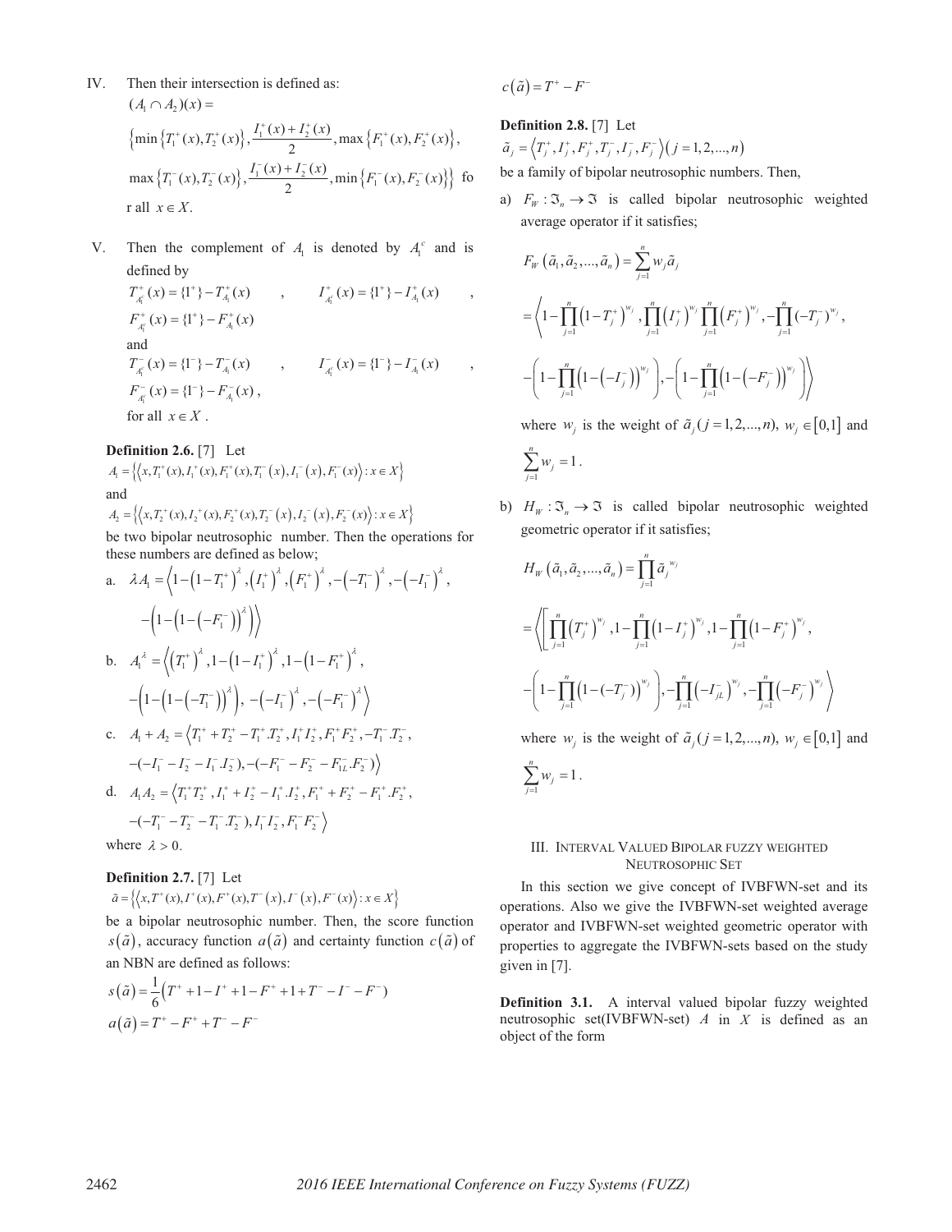IV. Then their intersection is defined as:

$(A_1 \cap A_2)(x) =$

$\left\{\min\left\{T_1^+(x), T_2^+(x)\right\}, \frac{I_1^+(x)+I_2^+(x)}{2}, \max\left\{F_1^+(x), F_2^+(x)\right\},\right.$

$\left.\max\left\{T_1^-(x), T_2^-(x)\right\}, \frac{I_1^-(x)+I_2^-(x)}{2}, \min\left\{F_1^-(x), F_2^-(x)\right\}\right\}$ for all $x \in X$.

V. Then the complement of $A_1$ is denoted by $A_1^c$ and is defined by

$T_{A_1^c}^+(x) = \{1^+\} - T_{A_1}^+(x)$ , $I_{A_1^c}^+(x) = \{1^+\} - I_{A_1}^+(x)$ , $F_{A_1^c}^+(x) = \{1^+\} - F_{A_1}^+(x)$

and

$T_{A_1^c}^-(x) = \{1^-\} - T_{A_1}^-(x)$ , $I_{A_1^c}^-(x) = \{1^-\} - I_{A_1}^-(x)$ , $F_{A_1^c}^-(x) = \{1^-\} - F_{A_1}^-(x)$ ,

for all $x \in X$ .

**Definition 2.6.** [7] Let

$A_1 = \left\{\left\langle x, T_1^+(x), I_1^+(x), F_1^+(x), T_1^-(x), I_1^-(x), F_1^-(x)\right\rangle : x \in X\right\}$

and

$A_2 = \left\{\left\langle x, T_2^+(x), I_2^+(x), F_2^+(x), T_2^-(x), I_2^-(x), F_2^-(x)\right\rangle : x \in X\right\}$

be two bipolar neutrosophic number. Then the operations for these numbers are defined as below;

a. $\lambda A_1 = \left\langle 1-\left(1-T_1^+\right)^\lambda, \left(I_1^+\right)^\lambda, \left(F_1^+\right)^\lambda, -\left(-T_1^-\right)^\lambda, -\left(-I_1^-\right)^\lambda, -\left(1-\left(1-\left(-F_1^-\right)\right)^\lambda\right)\right\rangle$

b. $A_1^\lambda = \left\langle \left(T_1^+\right)^\lambda, 1-\left(1-I_1^+\right)^\lambda, 1-\left(1-F_1^+\right)^\lambda, -\left(1-\left(1-\left(-T_1^-\right)\right)^\lambda\right), -\left(-I_1^-\right)^\lambda, -\left(-F_1^-\right)^\lambda\right\rangle$

c. $A_1 + A_2 = \left\langle T_1^+ + T_2^+ - T_1^+.T_2^+, I_1^+ I_2^+, F_1^+ F_2^+, -T_1^-.T_2^-, -(-I_1^- - I_2^- - I_1^-.I_2^-), -(-F_1^- - F_2^- - F_{1L}^-.F_2^-)\right\rangle$

d. $A_1 A_2 = \left\langle T_1^+ T_2^+, I_1^+ + I_2^+ - I_1^+.I_2^+, F_1^+ + F_2^+ - F_1^+.F_2^+, -(-T_1^- - T_2^- - T_1^-.T_2^-), I_1^- I_2^-, F_1^- F_2^-\right\rangle$

where $\lambda > 0$.

**Definition 2.7.** [7] Let

$\tilde{a} = \left\{\left\langle x, T^+(x), I^+(x), F^+(x), T^-(x), I^-(x), F^-(x)\right\rangle : x \in X\right\}$

be a bipolar neutrosophic number. Then, the score function $s(\tilde{a})$, accuracy function $a(\tilde{a})$ and certainty function $c(\tilde{a})$ of an NBN are defined as follows:

$$s(\tilde{a}) = \frac{1}{6}\left(T^+ + 1 - I^+ + 1 - F^+ + 1 + T^- - I^- - F^-\right)$$

$$a(\tilde{a}) = T^+ - F^+ + T^- - F^-$$

$$c(\tilde{a}) = T^+ - F^-$$

**Definition 2.8.** [7] Let

$\tilde{a}_j = \left\langle T_j^+, I_j^+, F_j^+, T_j^-, I_j^-, F_j^-\right\rangle (j = 1, 2, ..., n)$

be a family of bipolar neutrosophic numbers. Then,

a) $F_W : \Im_n \to \Im$ is called bipolar neutrosophic weighted average operator if it satisfies;

$$F_W(\tilde{a}_1, \tilde{a}_2, ..., \tilde{a}_n) = \sum_{j=1}^n w_j \tilde{a}_j$$

$$= \left\langle 1-\prod_{j=1}^n\left(1-T_j^+\right)^{w_j}, \prod_{j=1}^n\left(I_j^+\right)^{w_j} \prod_{j=1}^n\left(F_j^+\right)^{w_j}, -\prod_{j=1}^n(-T_j^-)^{w_j}, -\left(1-\prod_{j=1}^n\left(1-\left(-I_j^-\right)\right)^{w_j}\right), -\left(1-\prod_{j=1}^n\left(1-\left(-F_j^-\right)\right)^{w_j}\right)\right\rangle$$

where $w_j$ is the weight of $\tilde{a}_j (j = 1, 2, ..., n)$, $w_j \in [0,1]$ and $\sum_{j=1}^n w_j = 1$.

b) $H_W : \Im_n \to \Im$ is called bipolar neutrosophic weighted geometric operator if it satisfies;

$$H_W(\tilde{a}_1, \tilde{a}_2, ..., \tilde{a}_n) = \prod_{j=1}^n \tilde{a}_j^{w_j}$$

$$= \left\langle \left[\prod_{j=1}^n\left(T_j^+\right)^{w_j}, 1-\prod_{j=1}^n\left(1-I_j^+\right)^{w_j}, 1-\prod_{j=1}^n\left(1-F_j^+\right)^{w_j}, -\left(1-\prod_{j=1}^n\left(1-(-T_j^-)\right)^{w_j}\right), -\prod_{j=1}^n\left(-I_{jL}^-\right)^{w_j}, -\prod_{j=1}^n\left(-F_j^-\right)^{w_j}\right\rangle$$

where $w_j$ is the weight of $\tilde{a}_j (j = 1, 2, ..., n)$, $w_j \in [0,1]$ and $\sum_{j=1}^n w_j = 1$.

## III. Interval Valued Bipolar fuzzy weighted Neutrosophic Set

In this section we give concept of IVBFWN-set and its operations. Also we give the IVBFWN-set weighted average operator and IVBFWN-set weighted geometric operator with properties to aggregate the IVBFWN-sets based on the study given in [7].

**Definition 3.1.** A interval valued bipolar fuzzy weighted neutrosophic set(IVBFWN-set) $A$ in $X$ is defined as an object of the form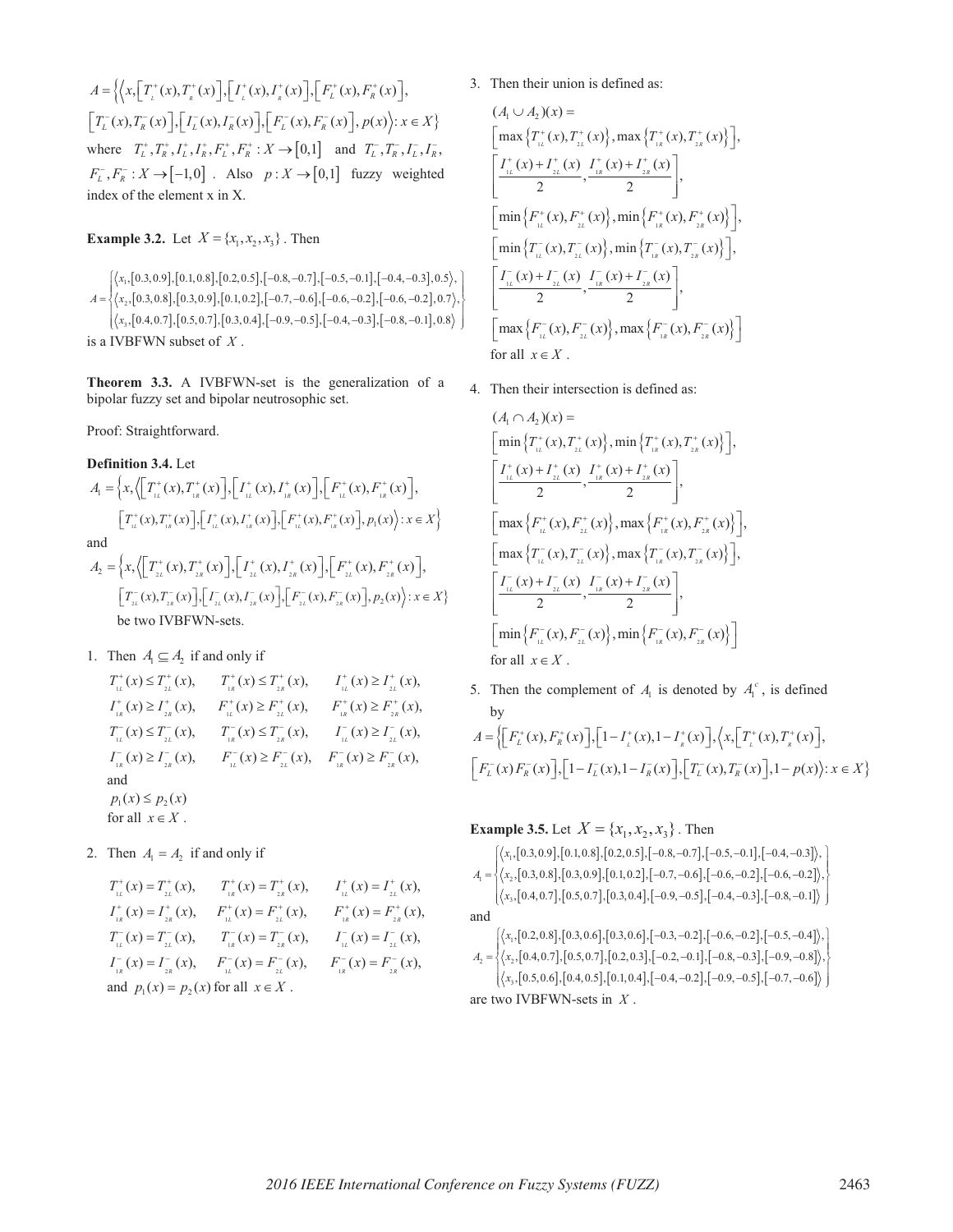$$A = \Big\{\Big\langle x, \big[T_L^+(x), T_R^+(x)\big], \big[I_L^+(x), I_R^+(x)\big], \big[F_L^+(x), F_R^+(x)\big],$$
$$\big[T_L^-(x), T_R^-(x)\big], \big[I_L^-(x), I_R^-(x)\big], \big[F_L^-(x), F_R^-(x)\big], p(x)\Big\rangle : x \in X\Big\}$$

where $T_L^+, T_R^+, I_L^+, I_R^+, F_L^+, F_R^+ : X \to [0,1]$ and $T_L^-, T_R^-, I_L^-, I_R^-, F_L^-, F_R^- : X \to [-1,0]$. Also $p : X \to [0,1]$ fuzzy weighted index of the element x in X.

**Example 3.2.** Let $X = \{x_1, x_2, x_3\}$. Then

$$A = \left\{\begin{array}{l} \langle x_1, [0.3,0.9], [0.1,0.8], [0.2,0.5], [-0.8,-0.7], [-0.5,-0.1], [-0.4,-0.3], 0.5\rangle, \\ \langle x_2, [0.3,0.8], [0.3,0.9], [0.1,0.2], [-0.7,-0.6], [-0.6,-0.2], [-0.6,-0.2], 0.7\rangle, \\ \langle x_3, [0.4,0.7], [0.5,0.7], [0.3,0.4], [-0.9,-0.5], [-0.4,-0.3], [-0.8,-0.1], 0.8\rangle \end{array}\right\}$$

is a IVBFWN subset of $X$.

**Theorem 3.3.** A IVBFWN-set is the generalization of a bipolar fuzzy set and bipolar neutrosophic set.

Proof: Straightforward.

**Definition 3.4.** Let

$$A_1 = \Big\{x, \Big\langle \big[T_{1L}^+(x), T_{1R}^+(x)\big], \big[I_{1L}^+(x), I_{1R}^+(x)\big], \big[F_{1L}^+(x), F_{1R}^+(x)\big],$$
$$\big[T_{1L}^+(x), T_{1R}^+(x)\big], \big[I_{1L}^+(x), I_{1R}^+(x)\big], \big[F_{1L}^+(x), F_{1R}^+(x)\big], p_1(x)\Big\rangle : x \in X\Big\}$$

and

$$A_2 = \Big\{x, \Big\langle \big[T_{2L}^+(x), T_{2R}^+(x)\big], \big[I_{2L}^+(x), I_{2R}^+(x)\big], \big[F_{2L}^+(x), F_{2R}^+(x)\big],$$
$$\big[T_{2L}^-(x), T_{2R}^-(x)\big], \big[I_{2L}^-(x), I_{2R}^-(x)\big], \big[F_{2L}^-(x), F_{2R}^-(x)\big], p_2(x)\Big\rangle : x \in X\Big\}$$

be two IVBFWN-sets.

1. Then $A_1 \subseteq A_2$ if and only if

   $T_{1L}^+(x) \le T_{2L}^+(x)$, $T_{1R}^+(x) \le T_{2R}^+(x)$, $I_{1L}^+(x) \ge I_{2L}^+(x)$,
   $I_{1R}^+(x) \ge I_{2R}^+(x)$, $F_{1L}^+(x) \ge F_{2L}^+(x)$, $F_{1R}^+(x) \ge F_{2R}^+(x)$,
   $T_{1L}^-(x) \le T_{2L}^-(x)$, $T_{1R}^-(x) \le T_{2R}^-(x)$, $I_{1L}^-(x) \ge I_{2L}^-(x)$,
   $I_{1R}^-(x) \ge I_{2R}^-(x)$, $F_{1L}^-(x) \ge F_{2L}^-(x)$, $F_{1R}^-(x) \ge F_{2R}^-(x)$,
   and
   $p_1(x) \le p_2(x)$
   for all $x \in X$.

2. Then $A_1 = A_2$ if and only if

   $T_{1L}^+(x) = T_{2L}^+(x)$, $T_{1R}^+(x) = T_{2R}^+(x)$, $I_{1L}^+(x) = I_{2L}^+(x)$,
   $I_{1R}^+(x) = I_{2R}^+(x)$, $F_{1L}^+(x) = F_{2L}^+(x)$, $F_{1R}^+(x) = F_{2R}^+(x)$,
   $T_{1L}^-(x) = T_{2L}^-(x)$, $T_{1R}^-(x) = T_{2R}^-(x)$, $I_{1L}^-(x) = I_{2L}^-(x)$,
   $I_{1R}^-(x) = I_{2R}^-(x)$, $F_{1L}^-(x) = F_{2L}^-(x)$, $F_{1R}^-(x) = F_{2R}^-(x)$,
   and $p_1(x) = p_2(x)$ for all $x \in X$.

3. Then their union is defined as:

$$(A_1 \cup A_2)(x) =$$
$$\Big[\max\big\{T_{1L}^+(x), T_{2L}^+(x)\big\}, \max\big\{T_{1R}^+(x), T_{2R}^+(x)\big\}\Big],$$
$$\left[\frac{I_{1L}^+(x) + I_{2L}^+(x)}{2}, \frac{I_{1R}^+(x) + I_{2R}^+(x)}{2}\right],$$
$$\Big[\min\big\{F_{1L}^+(x), F_{2L}^+(x)\big\}, \min\big\{F_{1R}^+(x), F_{2R}^+(x)\big\}\Big],$$
$$\Big[\min\big\{T_{1L}^-(x), T_{2L}^-(x)\big\}, \min\big\{T_{1R}^-(x), T_{2R}^-(x)\big\}\Big],$$
$$\left[\frac{I_{1L}^-(x) + I_{2L}^-(x)}{2}, \frac{I_{1R}^-(x) + I_{2R}^-(x)}{2}\right],$$
$$\Big[\max\big\{F_{1L}^-(x), F_{2L}^-(x)\big\}, \max\big\{F_{1R}^-(x), F_{2R}^-(x)\big\}\Big]$$

   for all $x \in X$.

4. Then their intersection is defined as:

$$(A_1 \cap A_2)(x) =$$
$$\Big[\min\big\{T_{1L}^+(x), T_{2L}^+(x)\big\}, \min\big\{T_{1R}^+(x), T_{2R}^+(x)\big\}\Big],$$
$$\left[\frac{I_{1L}^+(x) + I_{2L}^+(x)}{2}, \frac{I_{1R}^+(x) + I_{2R}^+(x)}{2}\right],$$
$$\Big[\max\big\{F_{1L}^+(x), F_{2L}^+(x)\big\}, \max\big\{F_{1R}^+(x), F_{2R}^+(x)\big\}\Big],$$
$$\Big[\max\big\{T_{1L}^-(x), T_{2L}^-(x)\big\}, \max\big\{T_{1R}^-(x), T_{2R}^-(x)\big\}\Big],$$
$$\left[\frac{I_{1L}^-(x) + I_{2L}^-(x)}{2}, \frac{I_{1R}^-(x) + I_{2R}^-(x)}{2}\right],$$
$$\Big[\min\big\{F_{1L}^-(x), F_{2L}^-(x)\big\}, \min\big\{F_{1R}^-(x), F_{2R}^-(x)\big\}\Big]$$

   for all $x \in X$.

5. Then the complement of $A_1$ is denoted by $A_1^c$, is defined by

$$A = \Big\{\big[F_L^+(x), F_R^+(x)\big], \big[1 - I_L^+(x), 1 - I_R^+(x)\big], \Big\langle x, \big[T_L^+(x), T_R^+(x)\big],$$
$$\big[F_L^-(x) F_R^-(x)\big], \big[1 - I_L^-(x), 1 - I_R^-(x)\big], \big[T_L^-(x), T_R^-(x)\big], 1 - p(x)\Big\rangle : x \in X\Big\}$$

**Example 3.5.** Let $X = \{x_1, x_2, x_3\}$. Then

$$A_1 = \left\{\begin{array}{l} \langle x_1, [0.3,0.9], [0.1,0.8], [0.2,0.5], [-0.8,-0.7], [-0.5,-0.1], [-0.4,-0.3]\rangle, \\ \langle x_2, [0.3,0.8], [0.3,0.9], [0.1,0.2], [-0.7,-0.6], [-0.6,-0.2], [-0.6,-0.2]\rangle, \\ \langle x_3, [0.4,0.7], [0.5,0.7], [0.3,0.4], [-0.9,-0.5], [-0.4,-0.3], [-0.8,-0.1]\rangle \end{array}\right\}$$

and

$$A_2 = \left\{\begin{array}{l} \langle x_1, [0.2,0.8], [0.3,0.6], [0.3,0.6], [-0.3,-0.2], [-0.6,-0.2], [-0.5,-0.4]\rangle, \\ \langle x_2, [0.4,0.7], [0.5,0.7], [0.2,0.3], [-0.2,-0.1], [-0.8,-0.3], [-0.9,-0.8]\rangle, \\ \langle x_3, [0.5,0.6], [0.4,0.5], [0.1,0.4], [-0.4,-0.2], [-0.9,-0.5], [-0.7,-0.6]\rangle \end{array}\right\}$$

are two IVBFWN-sets in $X$.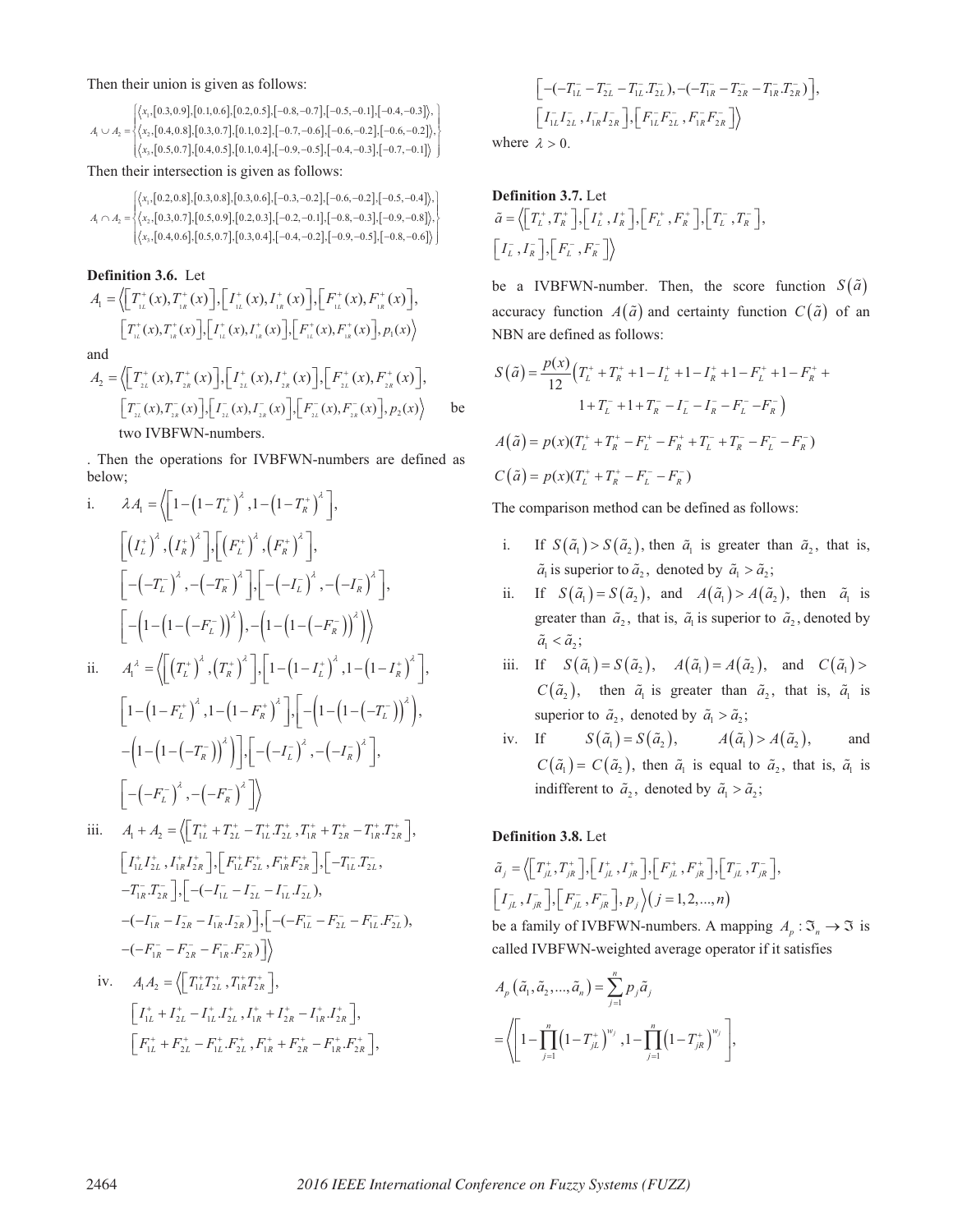Then their union is given as follows:

$$A_1 \cup A_2 = \left\{ \begin{array}{l} \langle x_1, [0.3, 0.9], [0.1, 0.6], [0.2, 0.5], [-0.8, -0.7], [-0.5, -0.1], [-0.4, -0.3] \rangle, \\ \langle x_2, [0.4, 0.8], [0.3, 0.7], [0.1, 0.2], [-0.7, -0.6], [-0.6, -0.2], [-0.6, -0.2] \rangle, \\ \langle x_3, [0.5, 0.7], [0.4, 0.5], [0.1, 0.4], [-0.9, -0.5], [-0.4, -0.3], [-0.7, -0.1] \rangle \end{array} \right\}$$

Then their intersection is given as follows:

$$A_1 \cap A_2 = \left\{ \begin{array}{l} \langle x_1, [0.2, 0.8], [0.3, 0.8], [0.3, 0.6], [-0.3, -0.2], [-0.6, -0.2], [-0.5, -0.4] \rangle, \\ \langle x_2, [0.3, 0.7], [0.5, 0.9], [0.2, 0.3], [-0.2, -0.1], [-0.8, -0.3], [-0.9, -0.8] \rangle, \\ \langle x_3, [0.4, 0.6], [0.5, 0.7], [0.3, 0.4], [-0.4, -0.2], [-0.9, -0.5], [-0.8, -0.6] \rangle \end{array} \right\}$$

**Definition 3.6.** Let

$$A_1 = \left\langle \left[T_{1L}^+(x), T_{1R}^+(x)\right], \left[I_{1L}^+(x), I_{1R}^+(x)\right], \left[F_{1L}^+(x), F_{1R}^+(x)\right], \left[T_{1L}^+(x), T_{1R}^+(x)\right], \left[I_{1L}^+(x), I_{1R}^+(x)\right], \left[F_{1L}^+(x), F_{1R}^+(x)\right], p_1(x) \right\rangle$$

and

$$A_2 = \left\langle \left[T_{2L}^+(x), T_{2R}^+(x)\right], \left[I_{2L}^+(x), I_{2R}^+(x)\right], \left[F_{2L}^+(x), F_{2R}^+(x)\right], \left[T_{2L}^-(x), T_{2R}^-(x)\right], \left[I_{2L}^-(x), I_{2R}^-(x)\right], \left[F_{2L}^-(x), F_{2R}^-(x)\right], p_2(x) \right\rangle$$

be two IVBFWN-numbers.

. Then the operations for IVBFWN-numbers are defined as below;

i. $$\lambda A_1 = \left\langle \left[1-\left(1-T_L^+\right)^\lambda, 1-\left(1-T_R^+\right)^\lambda\right], \left[\left(I_L^+\right)^\lambda, \left(I_R^+\right)^\lambda\right], \left[\left(F_L^+\right)^\lambda, \left(F_R^+\right)^\lambda\right], \left[-\left(-T_L^-\right)^\lambda, -\left(-T_R^-\right)^\lambda\right], \left[-\left(-I_L^-\right)^\lambda, -\left(-I_R^-\right)^\lambda\right], \left[-\left(1-\left(1-\left(-F_L^-\right)\right)^\lambda\right), -\left(1-\left(1-\left(-F_R^-\right)\right)^\lambda\right)\right] \right\rangle$$

ii. $$A_1^\lambda = \left\langle \left[\left(T_L^+\right)^\lambda, \left(T_R^+\right)^\lambda\right], \left[1-\left(1-I_L^+\right)^\lambda, 1-\left(1-I_R^+\right)^\lambda\right], \left[1-\left(1-F_L^+\right)^\lambda, 1-\left(1-F_R^+\right)^\lambda\right], \left[-\left(1-\left(1-\left(-T_L^-\right)\right)^\lambda\right), -\left(1-\left(1-\left(-T_R^-\right)\right)^\lambda\right)\right], \left[-\left(-I_L^-\right)^\lambda, -\left(-I_R^-\right)^\lambda\right], \left[-\left(-F_L^-\right)^\lambda, -\left(-F_R^-\right)^\lambda\right] \right\rangle$$

iii. $$A_1 + A_2 = \left\langle \left[T_{1L}^+ + T_{2L}^+ - T_{1L}^+.T_{2L}^+, T_{1R}^+ + T_{2R}^+ - T_{1R}^+.T_{2R}^+\right], \left[I_{1L}^+ I_{2L}^+, I_{1R}^+ I_{2R}^+\right], \left[F_{1L}^+ F_{2L}^+, F_{1R}^+ F_{2R}^+\right], \left[-T_{1L}^-.T_{2L}^-, -T_{1R}^-.T_{2R}^-\right], \left[-(-I_{1L}^- - I_{2L}^- - I_{1L}^-.I_{2L}^-), -(-I_{1R}^- - I_{2R}^- - I_{1R}^-.I_{2R}^-)\right], \left[-(-F_{1L}^- - F_{2L}^- - F_{1L}^-.F_{2L}^-), -(-F_{1R}^- - F_{2R}^- - F_{1R}^-.F_{2R}^-)\right] \right\rangle$$

iv. $$A_1 A_2 = \left\langle \left[T_{1L}^+ T_{2L}^+, T_{1R}^+ T_{2R}^+\right], \left[I_{1L}^+ + I_{2L}^+ - I_{1L}^+.I_{2L}^+, I_{1R}^+ + I_{2R}^+ - I_{1R}^+.I_{2R}^+\right], \left[F_{1L}^+ + F_{2L}^+ - F_{1L}^+.F_{2L}^+, F_{1R}^+ + F_{2R}^+ - F_{1R}^+.F_{2R}^+\right], \left[-(-T_{1L}^- - T_{2L}^- - T_{1L}^-.T_{2L}^-), -(-T_{1R}^- - T_{2R}^- - T_{1R}^-.T_{2R}^-)\right], \left[I_{1L}^- I_{2L}^-, I_{1R}^- I_{2R}^-\right], \left[F_{1L}^- F_{2L}^-, F_{1R}^- F_{2R}^-\right] \right\rangle$$

where $\lambda > 0$.

**Definition 3.7.** Let

$$\tilde{a} = \left\langle \left[T_L^+, T_R^+\right], \left[I_L^+, I_R^+\right], \left[F_L^+, F_R^+\right], \left[T_L^-, T_R^-\right], \left[I_L^-, I_R^-\right], \left[F_L^-, F_R^-\right] \right\rangle$$

be a IVBFWN-number. Then, the score function $S(\tilde{a})$ accuracy function $A(\tilde{a})$ and certainty function $C(\tilde{a})$ of an NBN are defined as follows:

$$S(\tilde{a}) = \frac{p(x)}{12}\left(T_L^+ + T_R^+ + 1 - I_L^+ + 1 - I_R^+ + 1 - F_L^+ + 1 - F_R^+ + 1 + T_L^- + 1 + T_R^- - I_L^- - I_R^- - F_L^- - F_R^-\right)$$

$$A(\tilde{a}) = p(x)(T_L^+ + T_R^+ - F_L^+ - F_R^+ + T_L^- + T_R^- - F_L^- - F_R^-)$$

$$C(\tilde{a}) = p(x)(T_L^+ + T_R^+ - F_L^- - F_R^-)$$

The comparison method can be defined as follows:

i. If $S(\tilde{a}_1) > S(\tilde{a}_2)$, then $\tilde{a}_1$ is greater than $\tilde{a}_2$, that is, $\tilde{a}_1$ is superior to $\tilde{a}_2$, denoted by $\tilde{a}_1 > \tilde{a}_2$;

ii. If $S(\tilde{a}_1) = S(\tilde{a}_2)$, and $A(\tilde{a}_1) > A(\tilde{a}_2)$, then $\tilde{a}_1$ is greater than $\tilde{a}_2$, that is, $\tilde{a}_1$ is superior to $\tilde{a}_2$, denoted by $\tilde{a}_1 < \tilde{a}_2$;

iii. If $S(\tilde{a}_1) = S(\tilde{a}_2)$, $A(\tilde{a}_1) = A(\tilde{a}_2)$, and $C(\tilde{a}_1) > C(\tilde{a}_2)$, then $\tilde{a}_1$ is greater than $\tilde{a}_2$, that is, $\tilde{a}_1$ is superior to $\tilde{a}_2$, denoted by $\tilde{a}_1 > \tilde{a}_2$;

iv. If $S(\tilde{a}_1) = S(\tilde{a}_2)$, $A(\tilde{a}_1) > A(\tilde{a}_2)$, and $C(\tilde{a}_1) = C(\tilde{a}_2)$, then $\tilde{a}_1$ is equal to $\tilde{a}_2$, that is, $\tilde{a}_1$ is indifferent to $\tilde{a}_2$, denoted by $\tilde{a}_1 > \tilde{a}_2$;

**Definition 3.8.** Let

$$\tilde{a}_j = \left\langle \left[T_{jL}^+, T_{jR}^+\right], \left[I_{jL}^+, I_{jR}^+\right], \left[F_{jL}^+, F_{jR}^+\right], \left[T_{jL}^-, T_{jR}^-\right], \left[I_{jL}^-, I_{jR}^-\right], \left[F_{jL}^-, F_{jR}^-\right], p_j \right\rangle (j = 1, 2, ..., n)$$

be a family of IVBFWN-numbers. A mapping $A_p : \mathfrak{I}_n \to \mathfrak{I}$ is called IVBFWN-weighted average operator if it satisfies

$$A_p(\tilde{a}_1, \tilde{a}_2, ..., \tilde{a}_n) = \sum_{j=1}^{n} p_j \tilde{a}_j$$

$$= \left\langle \left[1 - \prod_{j=1}^{n}\left(1 - T_{jL}^+\right)^{w_j}, 1 - \prod_{j=1}^{n}\left(1 - T_{jR}^+\right)^{w_j}\right], \right.$$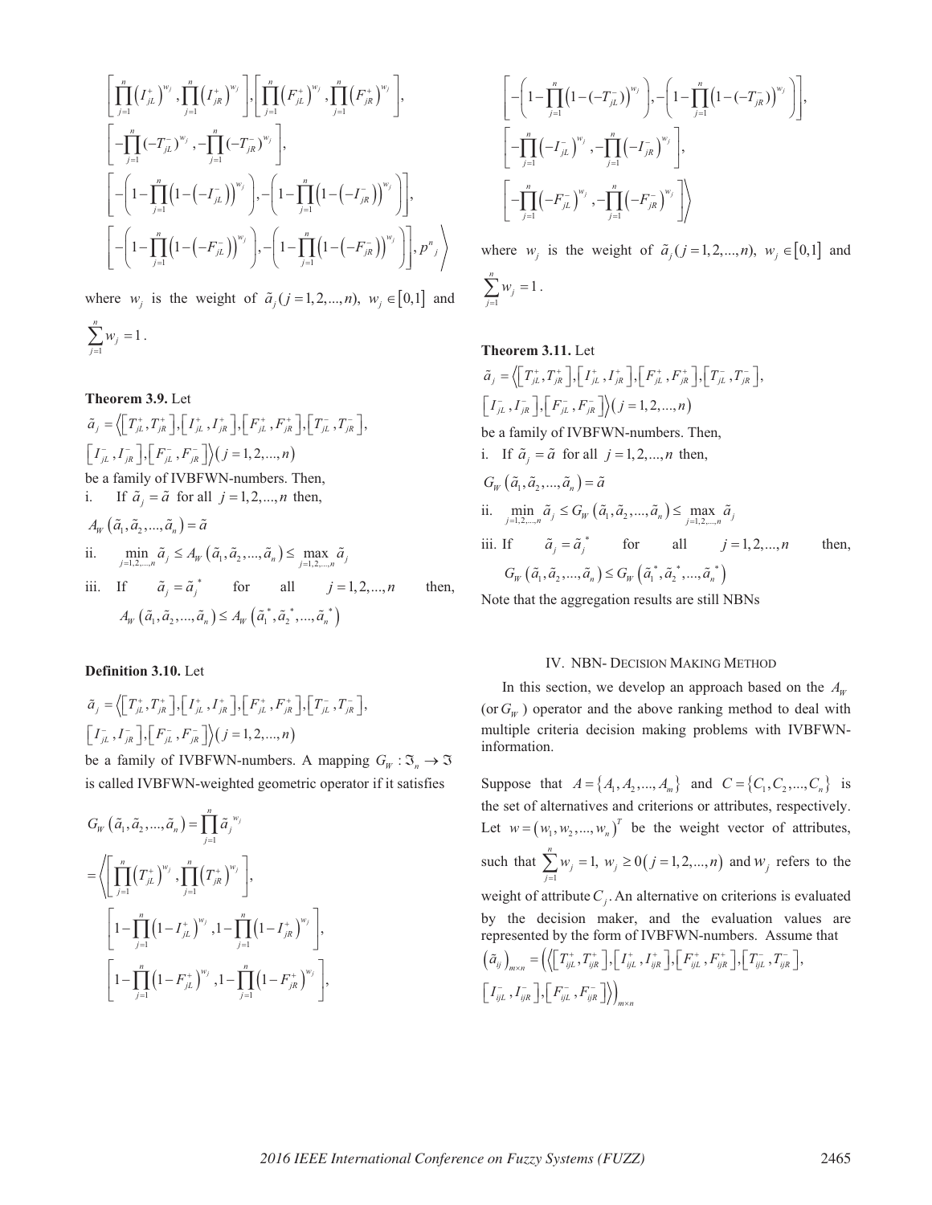$$
\left[\prod_{j=1}^{n}\left(I_{jL}^{+}\right)^{w_j},\prod_{j=1}^{n}\left(I_{jR}^{+}\right)^{w_j}\right],\left[\prod_{j=1}^{n}\left(F_{jL}^{+}\right)^{w_j},\prod_{j=1}^{n}\left(F_{jR}^{+}\right)^{w_j}\right],
$$

$$
\left[-\prod_{j=1}^{n}(-T_{jL}^{-})^{w_j},-\prod_{j=1}^{n}(-T_{jR}^{-})^{w_j}\right],
$$

$$
\left[-\left(1-\prod_{j=1}^{n}\left(1-\left(-I_{jL}^{-}\right)\right)^{w_j}\right),-\left(1-\prod_{j=1}^{n}\left(1-\left(-I_{jR}^{-}\right)\right)^{w_j}\right)\right],
$$

$$
\left[-\left(1-\prod_{j=1}^{n}\left(1-\left(-F_{jL}^{-}\right)\right)^{w_j}\right),-\left(1-\prod_{j=1}^{n}\left(1-\left(-F_{jR}^{-}\right)\right)^{w_j}\right)\right],p^{n}{}_{j}\right\rangle
$$

where $w_j$ is the weight of $\tilde{a}_j\,(j=1,2,...,n)$, $w_j \in [0,1]$ and $\sum_{j=1}^{n} w_j = 1$.

**Theorem 3.9.** Let

$\tilde{a}_j = \left\langle \left[T_{jL}^{+},T_{jR}^{+}\right],\left[I_{jL}^{+},I_{jR}^{+}\right],\left[F_{jL}^{+},F_{jR}^{+}\right],\left[T_{jL}^{-},T_{jR}^{-}\right],\left[I_{jL}^{-},I_{jR}^{-}\right],\left[F_{jL}^{-},F_{jR}^{-}\right]\right\rangle (j=1,2,...,n)$

be a family of IVBFWN-numbers. Then,

i. If $\tilde{a}_j = \tilde{a}$ for all $j=1,2,...,n$ then,

$A_W\left(\tilde{a}_1,\tilde{a}_2,...,\tilde{a}_n\right)=\tilde{a}$

ii. $\min_{j=1,2,...,n} \tilde{a}_j \le A_W\left(\tilde{a}_1,\tilde{a}_2,...,\tilde{a}_n\right) \le \max_{j=1,2,...,n} \tilde{a}_j$

iii. If $\tilde{a}_j = \tilde{a}_j^{*}$ for all $j=1,2,...,n$ then,

$A_W\left(\tilde{a}_1,\tilde{a}_2,...,\tilde{a}_n\right) \le A_W\left(\tilde{a}_1^{*},\tilde{a}_2^{*},...,\tilde{a}_n^{*}\right)$

**Definition 3.10.** Let

$\tilde{a}_j = \left\langle \left[T_{jL}^{+},T_{jR}^{+}\right],\left[I_{jL}^{+},I_{jR}^{+}\right],\left[F_{jL}^{+},F_{jR}^{+}\right],\left[T_{jL}^{-},T_{jR}^{-}\right],\left[I_{jL}^{-},I_{jR}^{-}\right],\left[F_{jL}^{-},F_{jR}^{-}\right]\right\rangle (j=1,2,...,n)$

be a family of IVBFWN-numbers. A mapping $G_W:\Im_n \to \Im$ is called IVBFWN-weighted geometric operator if it satisfies

$$
G_W\left(\tilde{a}_1,\tilde{a}_2,...,\tilde{a}_n\right)=\prod_{j=1}^{n}\tilde{a}_j^{\,w_j}
$$

$$
=\left\langle\left[\prod_{j=1}^{n}\left(T_{jL}^{+}\right)^{w_j},\prod_{j=1}^{n}\left(T_{jR}^{+}\right)^{w_j}\right],\right.
$$

$$
\left[1-\prod_{j=1}^{n}\left(1-I_{jL}^{+}\right)^{w_j},1-\prod_{j=1}^{n}\left(1-I_{jR}^{+}\right)^{w_j}\right],
$$

$$
\left[1-\prod_{j=1}^{n}\left(1-F_{jL}^{+}\right)^{w_j},1-\prod_{j=1}^{n}\left(1-F_{jR}^{+}\right)^{w_j}\right],
$$

$$
\left[-\left(1-\prod_{j=1}^{n}\left(1-(-T_{jL}^{-})\right)^{w_j}\right),-\left(1-\prod_{j=1}^{n}\left(1-(-T_{jR}^{-})\right)^{w_j}\right)\right],
$$

$$
\left[-\prod_{j=1}^{n}\left(-I_{jL}^{-}\right)^{w_j},-\prod_{j=1}^{n}\left(-I_{jR}^{-}\right)^{w_j}\right],
$$

$$
\left.\left[-\prod_{j=1}^{n}\left(-F_{jL}^{-}\right)^{w_j},-\prod_{j=1}^{n}\left(-F_{jR}^{-}\right)^{w_j}\right]\right\rangle
$$

where $w_j$ is the weight of $\tilde{a}_j\,(j=1,2,...,n)$, $w_j \in [0,1]$ and $\sum_{j=1}^{n} w_j = 1$.

**Theorem 3.11.** Let

$\tilde{a}_j = \left\langle \left[T_{jL}^{+},T_{jR}^{+}\right],\left[I_{jL}^{+},I_{jR}^{+}\right],\left[F_{jL}^{+},F_{jR}^{+}\right],\left[T_{jL}^{-},T_{jR}^{-}\right],\left[I_{jL}^{-},I_{jR}^{-}\right],\left[F_{jL}^{-},F_{jR}^{-}\right]\right\rangle (j=1,2,...,n)$

be a family of IVBFWN-numbers. Then,

i. If $\tilde{a}_j = \tilde{a}$ for all $j=1,2,...,n$ then,

$G_W\left(\tilde{a}_1,\tilde{a}_2,...,\tilde{a}_n\right)=\tilde{a}$

ii. $\min_{j=1,2,...,n} \tilde{a}_j \le G_W\left(\tilde{a}_1,\tilde{a}_2,...,\tilde{a}_n\right) \le \max_{j=1,2,...,n} \tilde{a}_j$

iii. If $\tilde{a}_j = \tilde{a}_j^{*}$ for all $j=1,2,...,n$ then,

$G_W\left(\tilde{a}_1,\tilde{a}_2,...,\tilde{a}_n\right) \le G_W\left(\tilde{a}_1^{*},\tilde{a}_2^{*},...,\tilde{a}_n^{*}\right)$

Note that the aggregation results are still NBNs

## IV. NBN- Decision Making Method

In this section, we develop an approach based on the $A_W$ (or $G_W$) operator and the above ranking method to deal with multiple criteria decision making problems with IVBFWN-information.

Suppose that $A=\{A_1,A_2,...,A_m\}$ and $C=\{C_1,C_2,...,C_n\}$ is the set of alternatives and criterions or attributes, respectively. Let $w=(w_1,w_2,...,w_n)^T$ be the weight vector of attributes, such that $\sum_{j=1}^{n} w_j = 1,\ w_j \ge 0\,(j=1,2,...,n)$ and $w_j$ refers to the weight of attribute $C_j$. An alternative on criterions is evaluated by the decision maker, and the evaluation values are represented by the form of IVBFWN-numbers. Assume that

$\left(\tilde{a}_{ij}\right)_{m\times n} = \left(\left\langle \left[T_{ijL}^{+},T_{ijR}^{+}\right],\left[I_{ijL}^{+},I_{ijR}^{+}\right],\left[F_{ijL}^{+},F_{ijR}^{+}\right],\left[T_{ijL}^{-},T_{ijR}^{-}\right],\left[I_{ijL}^{-},I_{ijR}^{-}\right],\left[F_{ijL}^{-},F_{ijR}^{-}\right]\right\rangle\right)_{m\times n}$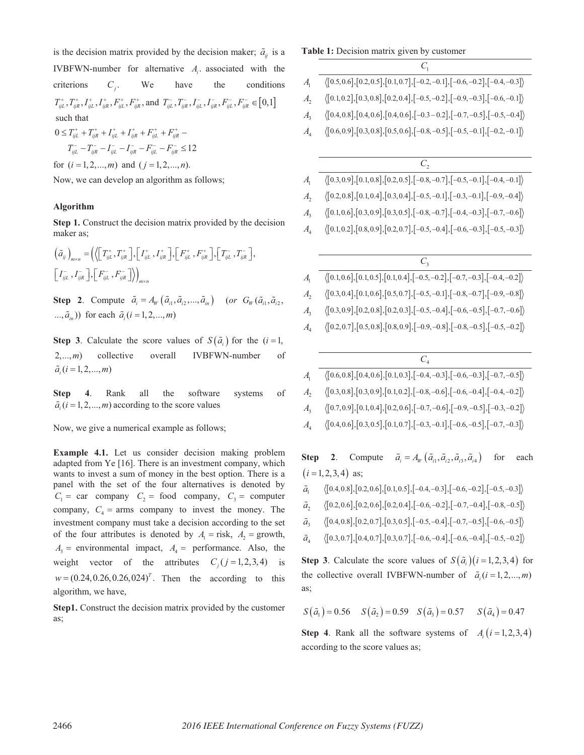is the decision matrix provided by the decision maker; $\tilde{a}_{ij}$ is a IVBFWN-number for alternative $A_i$. associated with the criterions $C_j$. We have the conditions $T^+_{ijL}, T^+_{ijR}, I^+_{ijL}, I^+_{ijR}, F^+_{ijL}, F^+_{ijR}$, and $T^-_{ijL}, T^-_{ijR}, I^-_{ijL}, I^-_{ijR}, F^-_{ijL}, F^-_{ijR} \in [0,1]$ such that

$$0 \le T^+_{ijL} + T^+_{ijR} + I^+_{ijL} + I^+_{ijR} + F^+_{ijL} + F^+_{ijR} - T^-_{ijL} - T^-_{ijR} - I^-_{ijL} - I^-_{ijR} - F^-_{ijL} - F^-_{ijR} \le 12$$

for $(i = 1,2,...,m)$ and $(j = 1,2,...,n)$.

Now, we can develop an algorithm as follows;

**Algorithm**

**Step 1.** Construct the decision matrix provided by the decision maker as;

$$(\tilde{a}_{ij})_{m\times n} = \left(\left\langle [T^+_{ijL}, T^+_{ijR}], [I^+_{ijL}, I^+_{ijR}], [F^+_{ijL}, F^+_{ijR}], [T^-_{ijL}, T^-_{ijR}], [I^-_{ijL}, I^-_{ijR}], [F^-_{ijL}, F^-_{ijR}] \right\rangle\right)_{m\times n}$$

**Step 2**. Compute $\tilde{a}_i = A_W(\tilde{a}_{i1}, \tilde{a}_{i2}, ..., \tilde{a}_{in})$ $(or\ G_W(\tilde{a}_{i1}, \tilde{a}_{i2}, ..., \tilde{a}_{in}))$ for each $\tilde{a}_i (i = 1,2,...,m)$

**Step 3**. Calculate the score values of $S(\tilde{a}_i)$ for the $(i = 1, 2,...,m)$ collective overall IVBFWN-number of $\tilde{a}_i (i = 1,2,...,m)$

**Step 4**. Rank all the software systems of $\tilde{a}_i (i = 1,2,...,m)$ according to the score values

Now, we give a numerical example as follows;

**Example 4.1.** Let us consider decision making problem adapted from Ye [16]. There is an investment company, which wants to invest a sum of money in the best option. There is a panel with the set of the four alternatives is denoted by $C_1$ = car company $C_2$ = food company, $C_3$ = computer company, $C_4$ = arms company to invest the money. The investment company must take a decision according to the set of the four attributes is denoted by $A_1$ = risk, $A_2$ = growth, $A_3$ = environmental impact, $A_4$ = performance. Also, the weight vector of the attributes $C_j (j = 1,2,3,4)$ is $w = (0.24, 0.26, 0.26, 024)^T$. Then the according to this algorithm, we have,

**Step1.** Construct the decision matrix provided by the customer as;

**Table 1:** Decision matrix given by customer

| | $C_1$ |
|---|---|
| $A_1$ | $\langle [0.5,0.6],[0.2,0.5],[0.1,0.7],[-0.2,-0.1],[-0.6,-0.2],[-0.4,-0.3] \rangle$ |
| $A_2$ | $\langle [0.1,0.2],[0.3,0.8],[0.2,0.4],[-0.5,-0.2],[-0.9,-0.3],[-0.6,-0.1] \rangle$ |
| $A_3$ | $\langle [0.4,0.8],[0.4,0.6],[0.4,0.6],[-0.3-0.2],[-0.7,-0.5],[-0.5,-0.4] \rangle$ |
| $A_4$ | $\langle [0.6,0.9],[0.3,0.8],[0.5,0.6],[-0.8,-0.5],[-0.5,-0.1],[-0.2,-0.1] \rangle$ |

| | $C_2$ |
|---|---|
| $A_1$ | $\langle [0.3,0.9],[0.1,0.8],[0.2,0.5],[-0.8,-0.7],[-0.5,-0.1],[-0.4,-0.1] \rangle$ |
| $A_2$ | $\langle [0.2,0.8],[0.1,0.4],[0.3,0.4],[-0.5,-0.1],[-0.3,-0.1],[-0.9,-0.4] \rangle$ |
| $A_3$ | $\langle [0.1,0.6],[0.3,0.9],[0.3,0.5],[-0.8,-0.7],[-0.4,-0.3],[-0.7,-0.6] \rangle$ |
| $A_4$ | $\langle [0.1,0.2],[0.8,0.9],[0.2,0.7],[-0.5,-0.4],[-0.6,-0.3],[-0.5,-0.3] \rangle$ |

| | $C_3$ |
|---|---|
| $A_1$ | $\langle [0.1,0.6],[0.1,0.5],[0.1,0.4],[-0.5,-0.2],[-0.7,-0.3],[-0.4,-0.2] \rangle$ |
| $A_2$ | $\langle [0.3,0.4],[0.1,0.6],[0.5,0.7],[-0.5,-0.1],[-0.8,-0.7],[-0.9,-0.8] \rangle$ |
| $A_3$ | $\langle [0.3,0.9],[0.2,0.8],[0.2,0.3],[-0.5,-0.4],[-0.6,-0.5],[-0.7,-0.6] \rangle$ |
| $A_4$ | $\langle [0.2,0.7],[0.5,0.8],[0.8,0.9],[-0.9,-0.8],[-0.8,-0.5],[-0.5,-0.2] \rangle$ |

| | $C_4$ |
|---|---|
| $A_1$ | $\langle [0.6,0.8],[0.4,0.6],[0.1,0.3],[-0.4,-0.3],[-0.6,-0.3],[-0.7,-0.5] \rangle$ |
| $A_2$ | $\langle [0.3,0.8],[0.3,0.9],[0.1,0.2],[-0.8,-0.6],[-0.6,-0.4],[-0.4,-0.2] \rangle$ |
| $A_3$ | $\langle [0.7,0.9],[0.1,0.4],[0.2,0.6],[-0.7,-0.6],[-0.9,-0.5],[-0.3,-0.2] \rangle$ |
| $A_4$ | $\langle [0.4,0.6],[0.3,0.5],[0.1,0.7],[-0.3,-0.1],[-0.6,-0.5],[-0.7,-0.3] \rangle$ |

**Step 2**. Compute $\tilde{a}_i = A_W(\tilde{a}_{i1}, \tilde{a}_{i2}, \tilde{a}_{i3}, \tilde{a}_{i4})$ for each $(i = 1,2,3,4)$ as;

| | |
|---|---|
| $\tilde{a}_1$ | $\langle [0.4,0.8],[0.2,0.6],[0.1,0.5],[-0.4,-0.3],[-0.6,-0.2],[-0.5,-0.3] \rangle$ |
| $\tilde{a}_2$ | $\langle [0.2,0.6],[0.2,0.6],[0.2,0.4],[-0.6,-0.2],[-0.7,-0.4],[-0.8,-0.5] \rangle$ |
| $\tilde{a}_3$ | $\langle [0.4,0.8],[0.2,0.7],[0.3,0.5],[-0.5,-0.4],[-0.7,-0.5],[-0.6,-0.5] \rangle$ |
| $\tilde{a}_4$ | $\langle [0.3,0.7],[0.4,0.7],[0.3,0.7],[-0.6,-0.4],[-0.6,-0.4],[-0.5,-0.2] \rangle$ |

**Step 3**. Calculate the score values of $S(\tilde{a}_i)(i = 1,2,3,4)$ for the collective overall IVBFWN-number of $\tilde{a}_i (i = 1,2,...,m)$ as;

$$S(\tilde{a}_1) = 0.56 \quad S(\tilde{a}_2) = 0.59 \quad S(\tilde{a}_3) = 0.57 \quad S(\tilde{a}_4) = 0.47$$

**Step 4**. Rank all the software systems of $A_i (i = 1,2,3,4)$ according to the score values as;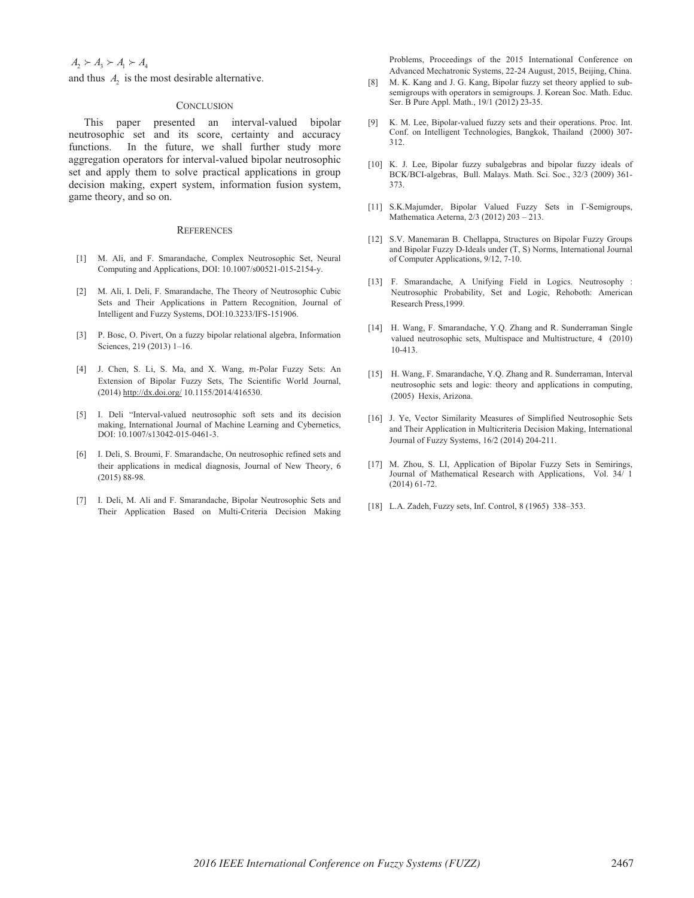$$A_2 \succ A_3 \succ A_1 \succ A_4$$

and thus $A_2$ is the most desirable alternative.

## Conclusion

This paper presented an interval-valued bipolar neutrosophic set and its score, certainty and accuracy functions. In the future, we shall further study more aggregation operators for interval-valued bipolar neutrosophic set and apply them to solve practical applications in group decision making, expert system, information fusion system, game theory, and so on.

## References

[1] M. Ali, and F. Smarandache, Complex Neutrosophic Set, Neural Computing and Applications, DOI: 10.1007/s00521-015-2154-y.

[2] M. Ali, I. Deli, F. Smarandache, The Theory of Neutrosophic Cubic Sets and Their Applications in Pattern Recognition, Journal of Intelligent and Fuzzy Systems, DOI:10.3233/IFS-151906.

[3] P. Bosc, O. Pivert, On a fuzzy bipolar relational algebra, Information Sciences, 219 (2013) 1–16.

[4] J. Chen, S. Li, S. Ma, and X. Wang, $m$-Polar Fuzzy Sets: An Extension of Bipolar Fuzzy Sets, The Scientific World Journal, (2014) http://dx.doi.org/ 10.1155/2014/416530.

[5] I. Deli "Interval-valued neutrosophic soft sets and its decision making, International Journal of Machine Learning and Cybernetics, DOI: 10.1007/s13042-015-0461-3.

[6] I. Deli, S. Broumi, F. Smarandache, On neutrosophic refined sets and their applications in medical diagnosis, Journal of New Theory, 6 (2015) 88-98.

[7] I. Deli, M. Ali and F. Smarandache, Bipolar Neutrosophic Sets and Their Application Based on Multi-Criteria Decision Making Problems, Proceedings of the 2015 International Conference on Advanced Mechatronic Systems, 22-24 August, 2015, Beijing, China.

[8] M. K. Kang and J. G. Kang, Bipolar fuzzy set theory applied to sub-semigroups with operators in semigroups. J. Korean Soc. Math. Educ. Ser. B Pure Appl. Math., 19/1 (2012) 23-35.

[9] K. M. Lee, Bipolar-valued fuzzy sets and their operations. Proc. Int. Conf. on Intelligent Technologies, Bangkok, Thailand (2000) 307-312.

[10] K. J. Lee, Bipolar fuzzy subalgebras and bipolar fuzzy ideals of BCK/BCI-algebras, Bull. Malays. Math. Sci. Soc., 32/3 (2009) 361-373.

[11] S.K.Majumder, Bipolar Valued Fuzzy Sets in Γ-Semigroups, Mathematica Aeterna, 2/3 (2012) 203 – 213.

[12] S.V. Manemaran B. Chellappa, Structures on Bipolar Fuzzy Groups and Bipolar Fuzzy D-Ideals under (T, S) Norms, International Journal of Computer Applications, 9/12, 7-10.

[13] F. Smarandache, A Unifying Field in Logics. Neutrosophy : Neutrosophic Probability, Set and Logic, Rehoboth: American Research Press,1999.

[14] H. Wang, F. Smarandache, Y.Q. Zhang and R. Sunderraman Single valued neutrosophic sets, Multispace and Multistructure, 4 (2010) 10-413.

[15] H. Wang, F. Smarandache, Y.Q. Zhang and R. Sunderraman, Interval neutrosophic sets and logic: theory and applications in computing, (2005) Hexis, Arizona.

[16] J. Ye, Vector Similarity Measures of Simplified Neutrosophic Sets and Their Application in Multicriteria Decision Making, International Journal of Fuzzy Systems, 16/2 (2014) 204-211.

[17] M. Zhou, S. LI, Application of Bipolar Fuzzy Sets in Semirings, Journal of Mathematical Research with Applications, Vol. 34/ 1 (2014) 61-72.

[18] L.A. Zadeh, Fuzzy sets, Inf. Control, 8 (1965) 338–353.